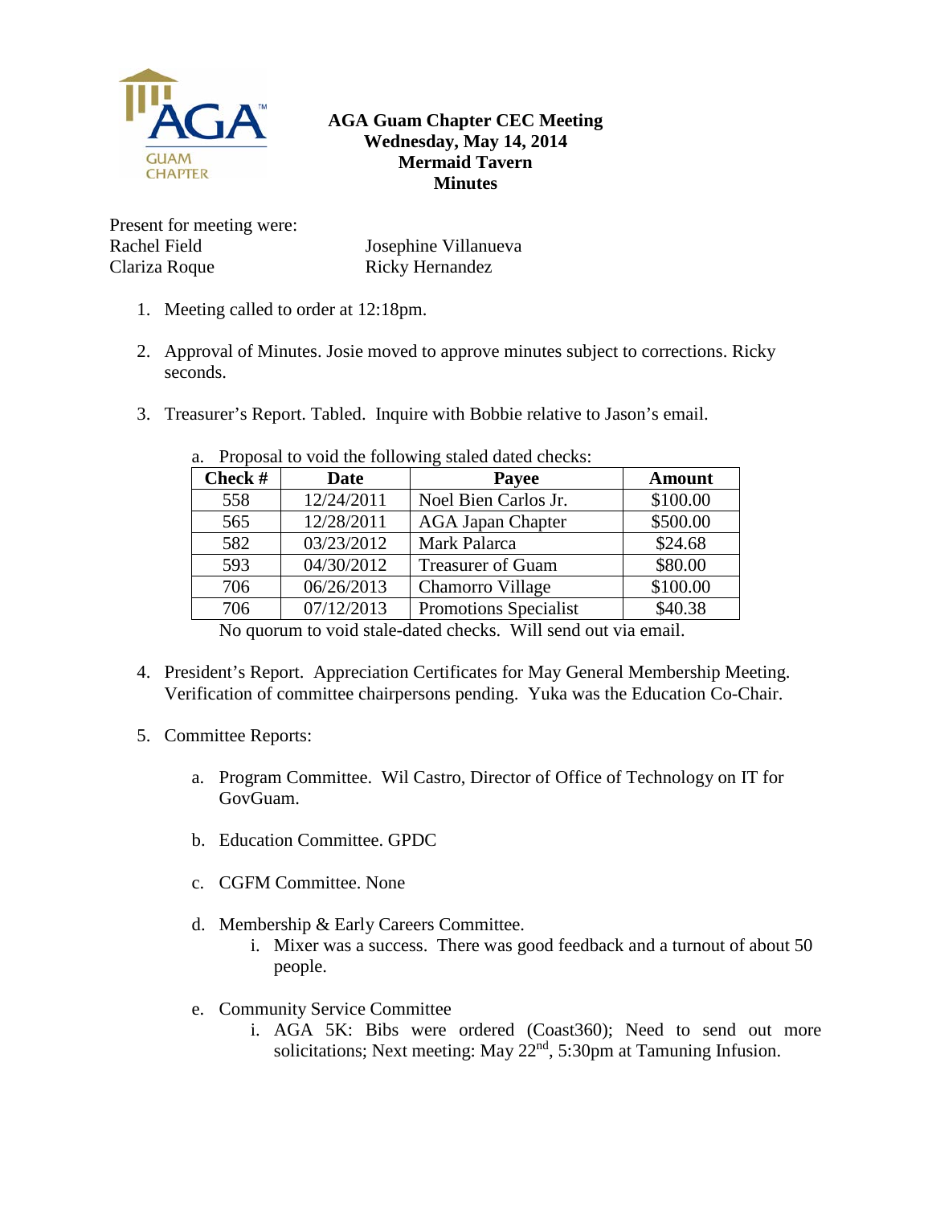# AGA Guam Chapter CEC Meeting
**Wednesday, May 14, 2014**
**Mermaid Tavern**
**Minutes**

Present for meeting were:

Rachel Field
Clariza Roque
Josephine Villanueva
Ricky Hernandez

1. Meeting called to order at 12:18pm.

2. Approval of Minutes. Josie moved to approve minutes subject to corrections. Ricky seconds.

3. Treasurer's Report. Tabled. Inquire with Bobbie relative to Jason's email.

   a. Proposal to void the following staled dated checks:

   | Check # | Date | Payee | Amount |
   |---|---|---|---|
   | 558 | 12/24/2011 | Noel Bien Carlos Jr. | $100.00 |
   | 565 | 12/28/2011 | AGA Japan Chapter | $500.00 |
   | 582 | 03/23/2012 | Mark Palarca | $24.68 |
   | 593 | 04/30/2012 | Treasurer of Guam | $80.00 |
   | 706 | 06/26/2013 | Chamorro Village | $100.00 |
   | 706 | 07/12/2013 | Promotions Specialist | $40.38 |

   No quorum to void stale-dated checks. Will send out via email.

4. President's Report. Appreciation Certificates for May General Membership Meeting. Verification of committee chairpersons pending. Yuka was the Education Co-Chair.

5. Committee Reports:

   a. Program Committee. Wil Castro, Director of Office of Technology on IT for GovGuam.

   b. Education Committee. GPDC

   c. CGFM Committee. None

   d. Membership & Early Careers Committee.
      i. Mixer was a success. There was good feedback and a turnout of about 50 people.

   e. Community Service Committee
      i. AGA 5K: Bibs were ordered (Coast360); Need to send out more solicitations; Next meeting: May 22nd, 5:30pm at Tamuning Infusion.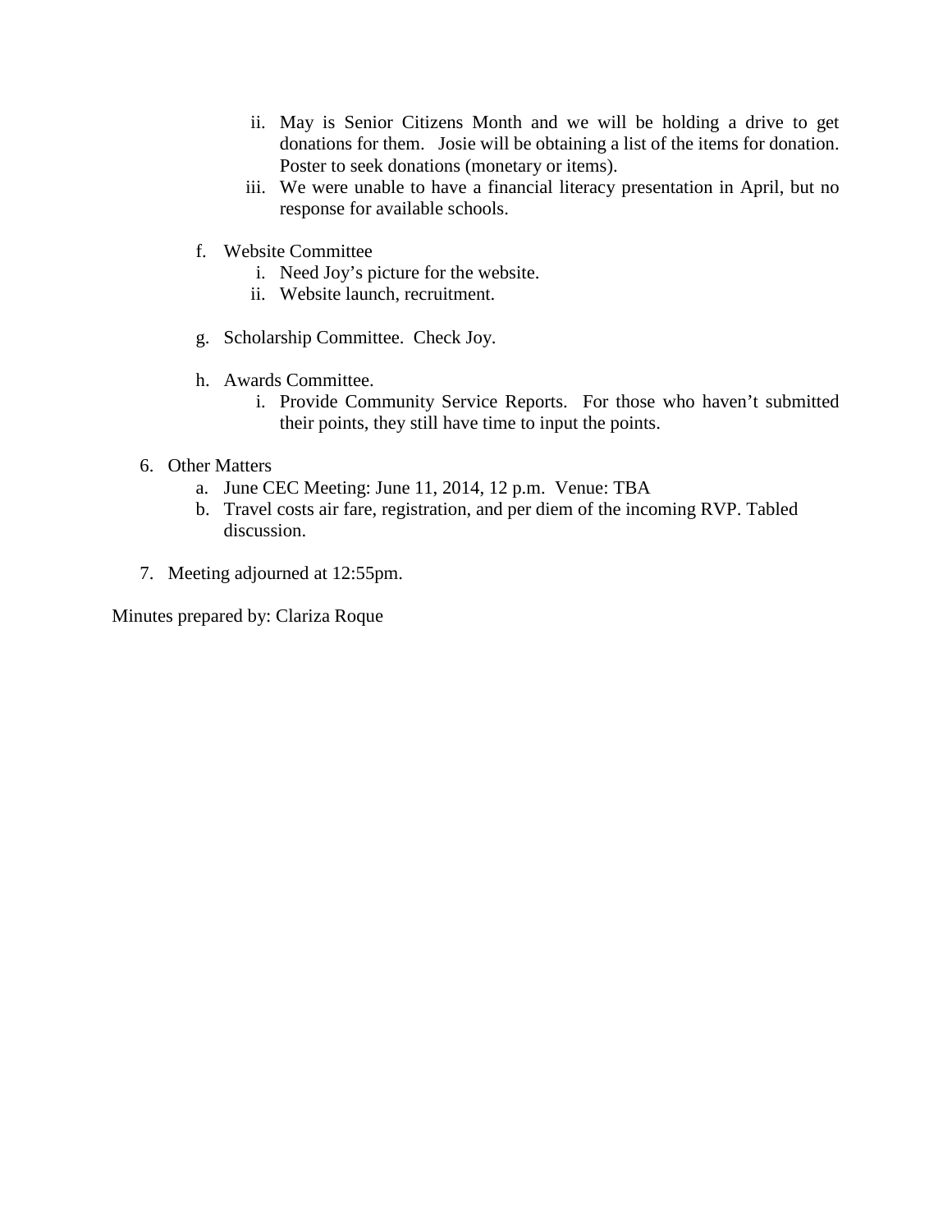ii. May is Senior Citizens Month and we will be holding a drive to get donations for them. Josie will be obtaining a list of the items for donation. Poster to seek donations (monetary or items).
   iii. We were unable to have a financial literacy presentation in April, but no response for available schools.

f. Website Committee
   i. Need Joy's picture for the website.
   ii. Website launch, recruitment.

g. Scholarship Committee. Check Joy.

h. Awards Committee.
   i. Provide Community Service Reports. For those who haven't submitted their points, they still have time to input the points.

6. Other Matters
   a. June CEC Meeting: June 11, 2014, 12 p.m. Venue: TBA
   b. Travel costs air fare, registration, and per diem of the incoming RVP. Tabled discussion.

7. Meeting adjourned at 12:55pm.

Minutes prepared by: Clariza Roque